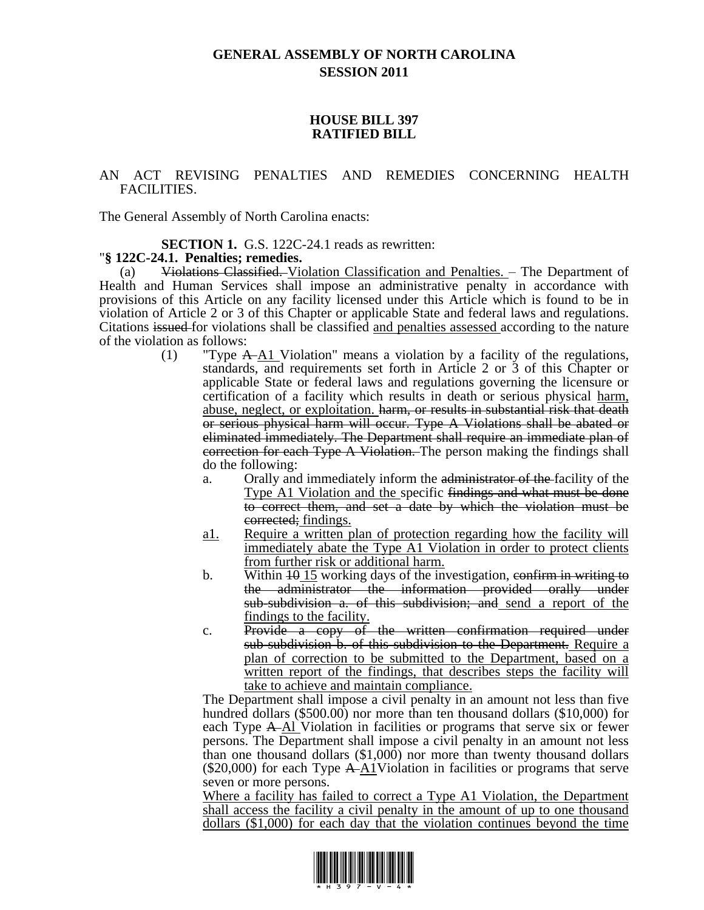# GENERAL ASSEMBLY OF NORTH CAROLINA
## SESSION 2011

## HOUSE BILL 397
## RATIFIED BILL

AN ACT REVISING PENALTIES AND REMEDIES CONCERNING HEALTH FACILITIES.

The General Assembly of North Carolina enacts:

**SECTION 1.** G.S. 122C-24.1 reads as rewritten:

"**§ 122C-24.1. Penalties; remedies.**

(a) ~~Violations Classified.~~ <u>Violation Classification and Penalties.</u> – The Department of Health and Human Services shall impose an administrative penalty in accordance with provisions of this Article on any facility licensed under this Article which is found to be in violation of Article 2 or 3 of this Chapter or applicable State and federal laws and regulations. Citations ~~issued~~ for violations shall be classified <u>and penalties assessed</u> according to the nature of the violation as follows:

(1) "Type ~~A~~ <u>A1</u> Violation" means a violation by a facility of the regulations, standards, and requirements set forth in Article 2 or 3 of this Chapter or applicable State or federal laws and regulations governing the licensure or certification of a facility which results in death or serious physical <u>harm, abuse, neglect, or exploitation.</u> ~~harm, or results in substantial risk that death or serious physical harm will occur. Type A Violations shall be abated or eliminated immediately. The Department shall require an immediate plan of correction for each Type A Violation.~~ The person making the findings shall do the following:

a. Orally and immediately inform the ~~administrator of the~~ facility of the <u>Type A1 Violation and the</u> specific ~~findings and what must be done to correct them, and set a date by which the violation must be corrected;~~ <u>findings.</u>

<u>a1.</u> <u>Require a written plan of protection regarding how the facility will immediately abate the Type A1 Violation in order to protect clients from further risk or additional harm.</u>

b. Within ~~10~~ <u>15</u> working days of the investigation, ~~confirm in writing to the administrator the information provided orally under sub-subdivision a. of this subdivision; and~~ <u>send a report of the findings to the facility.</u>

c. ~~Provide a copy of the written confirmation required under sub-subdivision b. of this subdivision to the Department.~~ <u>Require a plan of correction to be submitted to the Department, based on a written report of the findings, that describes steps the facility will take to achieve and maintain compliance.</u>

The Department shall impose a civil penalty in an amount not less than five hundred dollars ($500.00) nor more than ten thousand dollars ($10,000) for each Type ~~A~~ <u>Al</u> Violation in facilities or programs that serve six or fewer persons. The Department shall impose a civil penalty in an amount not less than one thousand dollars ($1,000) nor more than twenty thousand dollars ($20,000) for each Type ~~A~~ <u>A1</u>Violation in facilities or programs that serve seven or more persons.

<u>Where a facility has failed to correct a Type A1 Violation, the Department shall access the facility a civil penalty in the amount of up to one thousand dollars ($1,000) for each day that the violation continues beyond the time</u>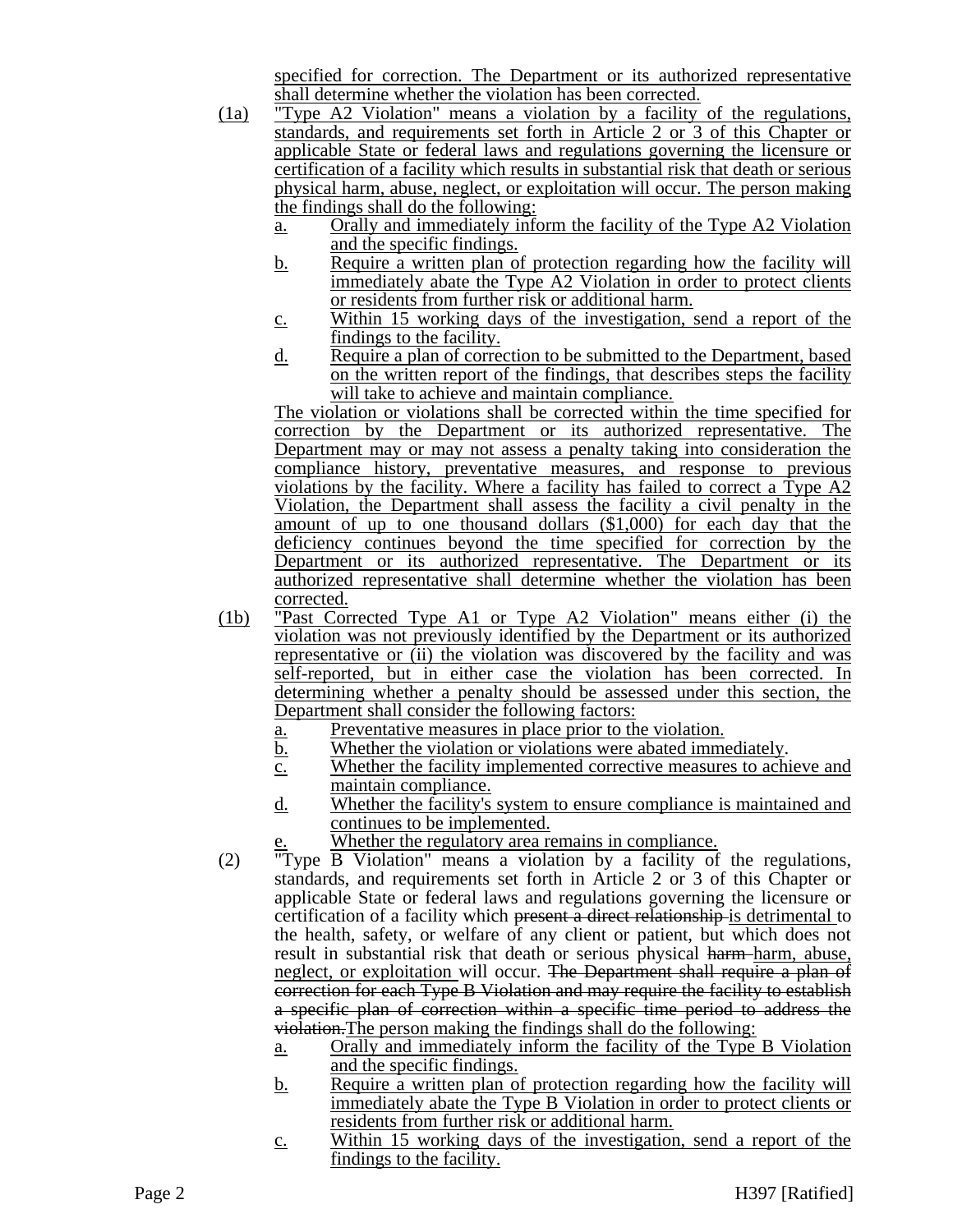specified for correction. The Department or its authorized representative shall determine whether the violation has been corrected.

(1a) "Type A2 Violation" means a violation by a facility of the regulations, standards, and requirements set forth in Article 2 or 3 of this Chapter or applicable State or federal laws and regulations governing the licensure or certification of a facility which results in substantial risk that death or serious physical harm, abuse, neglect, or exploitation will occur. The person making the findings shall do the following:

   a. Orally and immediately inform the facility of the Type A2 Violation and the specific findings.
   b. Require a written plan of protection regarding how the facility will immediately abate the Type A2 Violation in order to protect clients or residents from further risk or additional harm.
   c. Within 15 working days of the investigation, send a report of the findings to the facility.
   d. Require a plan of correction to be submitted to the Department, based on the written report of the findings, that describes steps the facility will take to achieve and maintain compliance.

   The violation or violations shall be corrected within the time specified for correction by the Department or its authorized representative. The Department may or may not assess a penalty taking into consideration the compliance history, preventative measures, and response to previous violations by the facility. Where a facility has failed to correct a Type A2 Violation, the Department shall assess the facility a civil penalty in the amount of up to one thousand dollars ($1,000) for each day that the deficiency continues beyond the time specified for correction by the Department or its authorized representative. The Department or its authorized representative shall determine whether the violation has been corrected.

(1b) "Past Corrected Type A1 or Type A2 Violation" means either (i) the violation was not previously identified by the Department or its authorized representative or (ii) the violation was discovered by the facility and was self-reported, but in either case the violation has been corrected. In determining whether a penalty should be assessed under this section, the Department shall consider the following factors:

   a. Preventative measures in place prior to the violation.
   b. Whether the violation or violations were abated immediately.
   c. Whether the facility implemented corrective measures to achieve and maintain compliance.
   d. Whether the facility's system to ensure compliance is maintained and continues to be implemented.
   e. Whether the regulatory area remains in compliance.

(2) "Type B Violation" means a violation by a facility of the regulations, standards, and requirements set forth in Article 2 or 3 of this Chapter or applicable State or federal laws and regulations governing the licensure or certification of a facility which ~~present a direct relationship~~ is detrimental to the health, safety, or welfare of any client or patient, but which does not result in substantial risk that death or serious physical ~~harm~~ harm, abuse, neglect, or exploitation will occur. ~~The Department shall require a plan of correction for each Type B Violation and may require the facility to establish a specific plan of correction within a specific time period to address the violation.~~The person making the findings shall do the following:

   a. Orally and immediately inform the facility of the Type B Violation and the specific findings.
   b. Require a written plan of protection regarding how the facility will immediately abate the Type B Violation in order to protect clients or residents from further risk or additional harm.
   c. Within 15 working days of the investigation, send a report of the findings to the facility.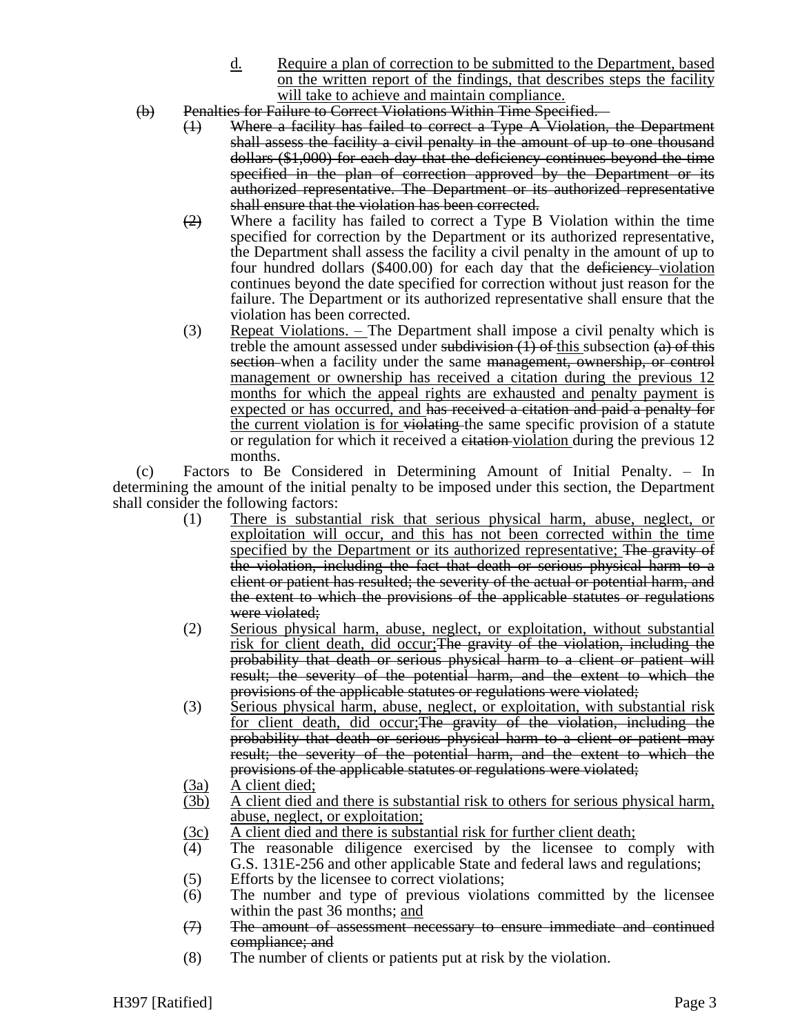d. Require a plan of correction to be submitted to the Department, based on the written report of the findings, that describes steps the facility will take to achieve and maintain compliance.

~~(b) Penalties for Failure to Correct Violations Within Time Specified. –~~

~~(1) Where a facility has failed to correct a Type A Violation, the Department shall assess the facility a civil penalty in the amount of up to one thousand dollars ($1,000) for each day that the deficiency continues beyond the time specified in the plan of correction approved by the Department or its authorized representative. The Department or its authorized representative shall ensure that the violation has been corrected.~~

~~(2)~~ Where a facility has failed to correct a Type B Violation within the time specified for correction by the Department or its authorized representative, the Department shall assess the facility a civil penalty in the amount of up to four hundred dollars ($400.00) for each day that the ~~deficiency~~ violation continues beyond the date specified for correction without just reason for the failure. The Department or its authorized representative shall ensure that the violation has been corrected.

(3) Repeat Violations. – The Department shall impose a civil penalty which is treble the amount assessed under ~~subdivision (1) of~~ this subsection ~~(a) of this section~~ when a facility under the same ~~management, ownership, or control~~ management or ownership has received a citation during the previous 12 months for which the appeal rights are exhausted and penalty payment is expected or has occurred, and ~~has received a citation and paid a penalty for~~ the current violation is for ~~violating~~ the same specific provision of a statute or regulation for which it received a ~~citation~~ violation during the previous 12 months.

(c) Factors to Be Considered in Determining Amount of Initial Penalty. – In determining the amount of the initial penalty to be imposed under this section, the Department shall consider the following factors:

(1) There is substantial risk that serious physical harm, abuse, neglect, or exploitation will occur, and this has not been corrected within the time specified by the Department or its authorized representative; ~~The gravity of the violation, including the fact that death or serious physical harm to a client or patient has resulted; the severity of the actual or potential harm, and the extent to which the provisions of the applicable statutes or regulations were violated;~~

(2) Serious physical harm, abuse, neglect, or exploitation, without substantial risk for client death, did occur;~~The gravity of the violation, including the probability that death or serious physical harm to a client or patient will result; the severity of the potential harm, and the extent to which the provisions of the applicable statutes or regulations were violated;~~

(3) Serious physical harm, abuse, neglect, or exploitation, with substantial risk for client death, did occur;~~The gravity of the violation, including the probability that death or serious physical harm to a client or patient may result; the severity of the potential harm, and the extent to which the provisions of the applicable statutes or regulations were violated;~~

(3a) A client died;

(3b) A client died and there is substantial risk to others for serious physical harm, abuse, neglect, or exploitation;

(3c) A client died and there is substantial risk for further client death;

(4) The reasonable diligence exercised by the licensee to comply with G.S. 131E-256 and other applicable State and federal laws and regulations;

(5) Efforts by the licensee to correct violations;

(6) The number and type of previous violations committed by the licensee within the past 36 months; and

~~(7) The amount of assessment necessary to ensure immediate and continued compliance; and~~

(8) The number of clients or patients put at risk by the violation.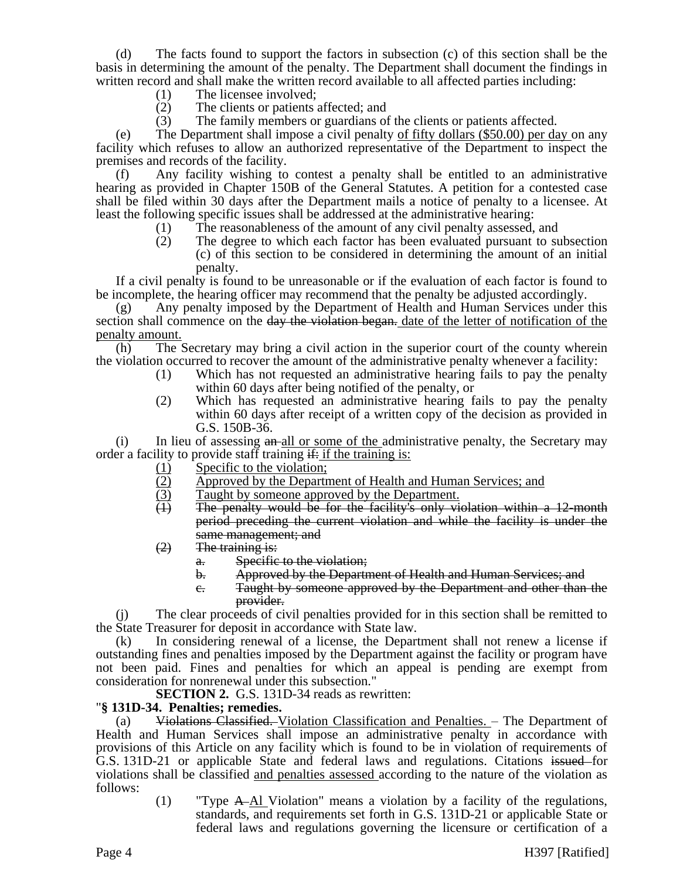(d) The facts found to support the factors in subsection (c) of this section shall be the basis in determining the amount of the penalty. The Department shall document the findings in written record and shall make the written record available to all affected parties including:

(1) The licensee involved;
(2) The clients or patients affected; and
(3) The family members or guardians of the clients or patients affected.

(e) The Department shall impose a civil penalty <u>of fifty dollars ($50.00) per day</u> on any facility which refuses to allow an authorized representative of the Department to inspect the premises and records of the facility.

(f) Any facility wishing to contest a penalty shall be entitled to an administrative hearing as provided in Chapter 150B of the General Statutes. A petition for a contested case shall be filed within 30 days after the Department mails a notice of penalty to a licensee. At least the following specific issues shall be addressed at the administrative hearing:

(1) The reasonableness of the amount of any civil penalty assessed, and
(2) The degree to which each factor has been evaluated pursuant to subsection (c) of this section to be considered in determining the amount of an initial penalty.

If a civil penalty is found to be unreasonable or if the evaluation of each factor is found to be incomplete, the hearing officer may recommend that the penalty be adjusted accordingly.

(g) Any penalty imposed by the Department of Health and Human Services under this section shall commence on the ~~day the violation began.~~ <u>date of the letter of notification of the penalty amount.</u>

(h) The Secretary may bring a civil action in the superior court of the county wherein the violation occurred to recover the amount of the administrative penalty whenever a facility:

(1) Which has not requested an administrative hearing fails to pay the penalty within 60 days after being notified of the penalty, or
(2) Which has requested an administrative hearing fails to pay the penalty within 60 days after receipt of a written copy of the decision as provided in G.S. 150B-36.

(i) In lieu of assessing ~~an~~ <u>all or some of the</u> administrative penalty, the Secretary may order a facility to provide staff training ~~if:~~ <u>if the training is:</u>

<u>(1) Specific to the violation;</u>
<u>(2) Approved by the Department of Health and Human Services; and</u>
<u>(3) Taught by someone approved by the Department.</u>
~~(1) The penalty would be for the facility's only violation within a 12-month period preceding the current violation and while the facility is under the same management; and~~
~~(2) The training is:~~
~~a. Specific to the violation;~~
~~b. Approved by the Department of Health and Human Services; and~~
~~c. Taught by someone approved by the Department and other than the provider.~~

(j) The clear proceeds of civil penalties provided for in this section shall be remitted to the State Treasurer for deposit in accordance with State law.

(k) In considering renewal of a license, the Department shall not renew a license if outstanding fines and penalties imposed by the Department against the facility or program have not been paid. Fines and penalties for which an appeal is pending are exempt from consideration for nonrenewal under this subsection."

**SECTION 2.** G.S. 131D-34 reads as rewritten:

"**§ 131D-34. Penalties; remedies.**

(a) ~~Violations Classified.~~ <u>Violation Classification and Penalties.</u> – The Department of Health and Human Services shall impose an administrative penalty in accordance with provisions of this Article on any facility which is found to be in violation of requirements of G.S. 131D-21 or applicable State and federal laws and regulations. Citations ~~issued~~ for violations shall be classified <u>and penalties assessed</u> according to the nature of the violation as follows:

(1) "Type ~~A~~ <u>A1</u> Violation" means a violation by a facility of the regulations, standards, and requirements set forth in G.S. 131D-21 or applicable State or federal laws and regulations governing the licensure or certification of a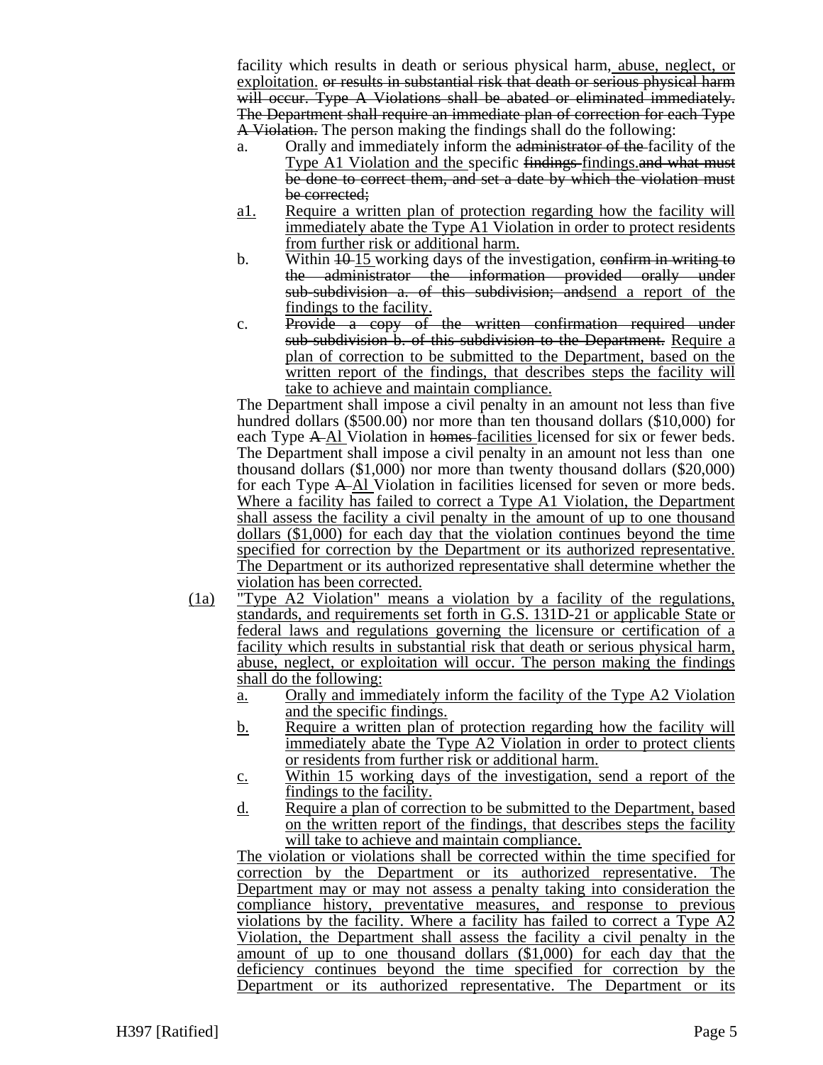facility which results in death or serious physical harm, abuse, neglect, or exploitation. ~~or results in substantial risk that death or serious physical harm will occur. Type A Violations shall be abated or eliminated immediately. The Department shall require an immediate plan of correction for each Type A Violation.~~ The person making the findings shall do the following:

a. Orally and immediately inform the ~~administrator of the~~ facility of the Type A1 Violation and the specific ~~findings~~ findings.~~and what must be done to correct them, and set a date by which the violation must be corrected;~~

a1. Require a written plan of protection regarding how the facility will immediately abate the Type A1 Violation in order to protect residents from further risk or additional harm.

b. Within ~~10~~ 15 working days of the investigation, ~~confirm in writing to the administrator the information provided orally under sub-subdivision a. of this subdivision; and~~send a report of the findings to the facility.

c. ~~Provide a copy of the written confirmation required under sub-subdivision b. of this subdivision to the Department.~~ Require a plan of correction to be submitted to the Department, based on the written report of the findings, that describes steps the facility will take to achieve and maintain compliance.

The Department shall impose a civil penalty in an amount not less than five hundred dollars ($500.00) nor more than ten thousand dollars ($10,000) for each Type ~~A~~ A1 Violation in ~~homes~~ facilities licensed for six or fewer beds. The Department shall impose a civil penalty in an amount not less than one thousand dollars ($1,000) nor more than twenty thousand dollars ($20,000) for each Type ~~A~~ A1 Violation in facilities licensed for seven or more beds. Where a facility has failed to correct a Type A1 Violation, the Department shall assess the facility a civil penalty in the amount of up to one thousand dollars ($1,000) for each day that the violation continues beyond the time specified for correction by the Department or its authorized representative. The Department or its authorized representative shall determine whether the violation has been corrected.

(1a) "Type A2 Violation" means a violation by a facility of the regulations, standards, and requirements set forth in G.S. 131D-21 or applicable State or federal laws and regulations governing the licensure or certification of a facility which results in substantial risk that death or serious physical harm, abuse, neglect, or exploitation will occur. The person making the findings shall do the following:

a. Orally and immediately inform the facility of the Type A2 Violation and the specific findings.

b. Require a written plan of protection regarding how the facility will immediately abate the Type A2 Violation in order to protect clients or residents from further risk or additional harm.

c. Within 15 working days of the investigation, send a report of the findings to the facility.

d. Require a plan of correction to be submitted to the Department, based on the written report of the findings, that describes steps the facility will take to achieve and maintain compliance.

The violation or violations shall be corrected within the time specified for correction by the Department or its authorized representative. The Department may or may not assess a penalty taking into consideration the compliance history, preventative measures, and response to previous violations by the facility. Where a facility has failed to correct a Type A2 Violation, the Department shall assess the facility a civil penalty in the amount of up to one thousand dollars ($1,000) for each day that the deficiency continues beyond the time specified for correction by the Department or its authorized representative. The Department or its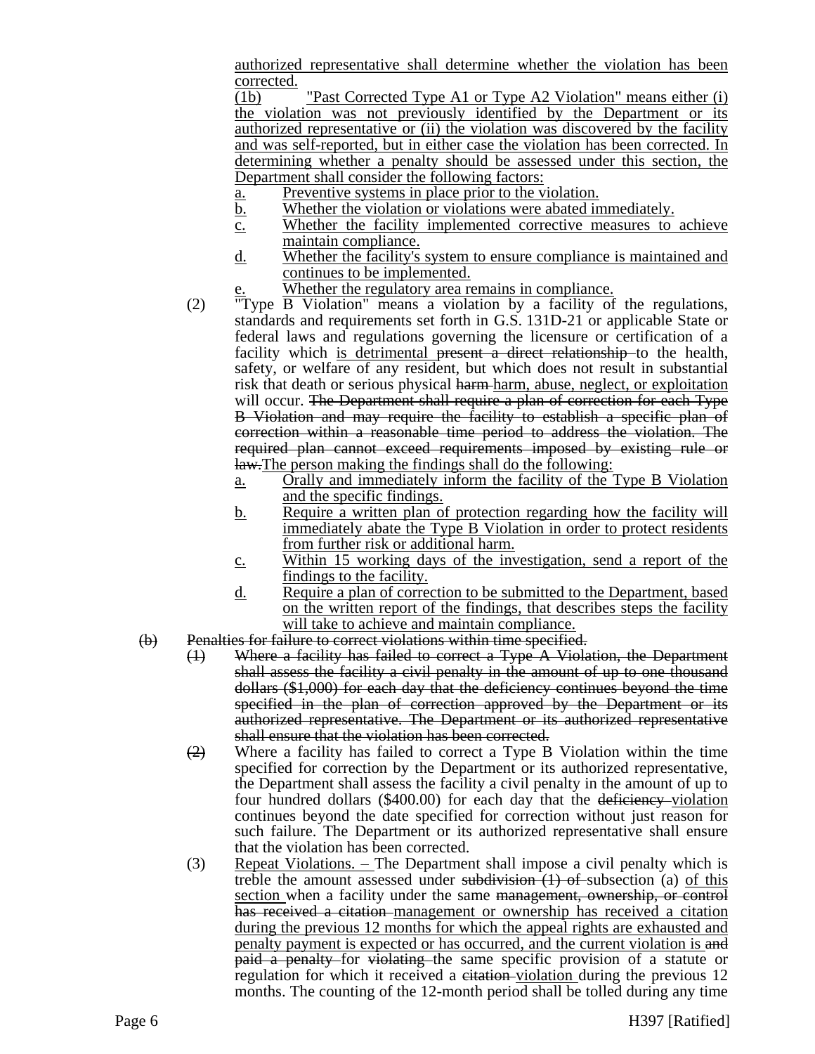authorized representative shall determine whether the violation has been corrected.

(1b) "Past Corrected Type A1 or Type A2 Violation" means either (i) the violation was not previously identified by the Department or its authorized representative or (ii) the violation was discovered by the facility and was self-reported, but in either case the violation has been corrected. In determining whether a penalty should be assessed under this section, the Department shall consider the following factors:

a. Preventive systems in place prior to the violation.
b. Whether the violation or violations were abated immediately.
c. Whether the facility implemented corrective measures to achieve maintain compliance.
d. Whether the facility's system to ensure compliance is maintained and continues to be implemented.
e. Whether the regulatory area remains in compliance.

(2) "Type B Violation" means a violation by a facility of the regulations, standards and requirements set forth in G.S. 131D-21 or applicable State or federal laws and regulations governing the licensure or certification of a facility which is detrimental ~~present a direct relationship~~ to the health, safety, or welfare of any resident, but which does not result in substantial risk that death or serious physical ~~harm~~ harm, abuse, neglect, or exploitation will occur. ~~The Department shall require a plan of correction for each Type B Violation and may require the facility to establish a specific plan of correction within a reasonable time period to address the violation. The required plan cannot exceed requirements imposed by existing rule or law.~~The person making the findings shall do the following:

a. Orally and immediately inform the facility of the Type B Violation and the specific findings.
b. Require a written plan of protection regarding how the facility will immediately abate the Type B Violation in order to protect residents from further risk or additional harm.
c. Within 15 working days of the investigation, send a report of the findings to the facility.
d. Require a plan of correction to be submitted to the Department, based on the written report of the findings, that describes steps the facility will take to achieve and maintain compliance.

~~(b) Penalties for failure to correct violations within time specified.~~

~~(1) Where a facility has failed to correct a Type A Violation, the Department shall assess the facility a civil penalty in the amount of up to one thousand dollars ($1,000) for each day that the deficiency continues beyond the time specified in the plan of correction approved by the Department or its authorized representative. The Department or its authorized representative shall ensure that the violation has been corrected.~~

~~(2)~~ Where a facility has failed to correct a Type B Violation within the time specified for correction by the Department or its authorized representative, the Department shall assess the facility a civil penalty in the amount of up to four hundred dollars ($400.00) for each day that the ~~deficiency~~ violation continues beyond the date specified for correction without just reason for such failure. The Department or its authorized representative shall ensure that the violation has been corrected.

(3) Repeat Violations. – The Department shall impose a civil penalty which is treble the amount assessed under ~~subdivision (1) of~~ subsection (a) of this section when a facility under the same ~~management, ownership, or control has received a citation~~ management or ownership has received a citation during the previous 12 months for which the appeal rights are exhausted and penalty payment is expected or has occurred, and the current violation is ~~and paid a penalty~~ for ~~violating~~ the same specific provision of a statute or regulation for which it received a ~~citation~~ violation during the previous 12 months. The counting of the 12-month period shall be tolled during any time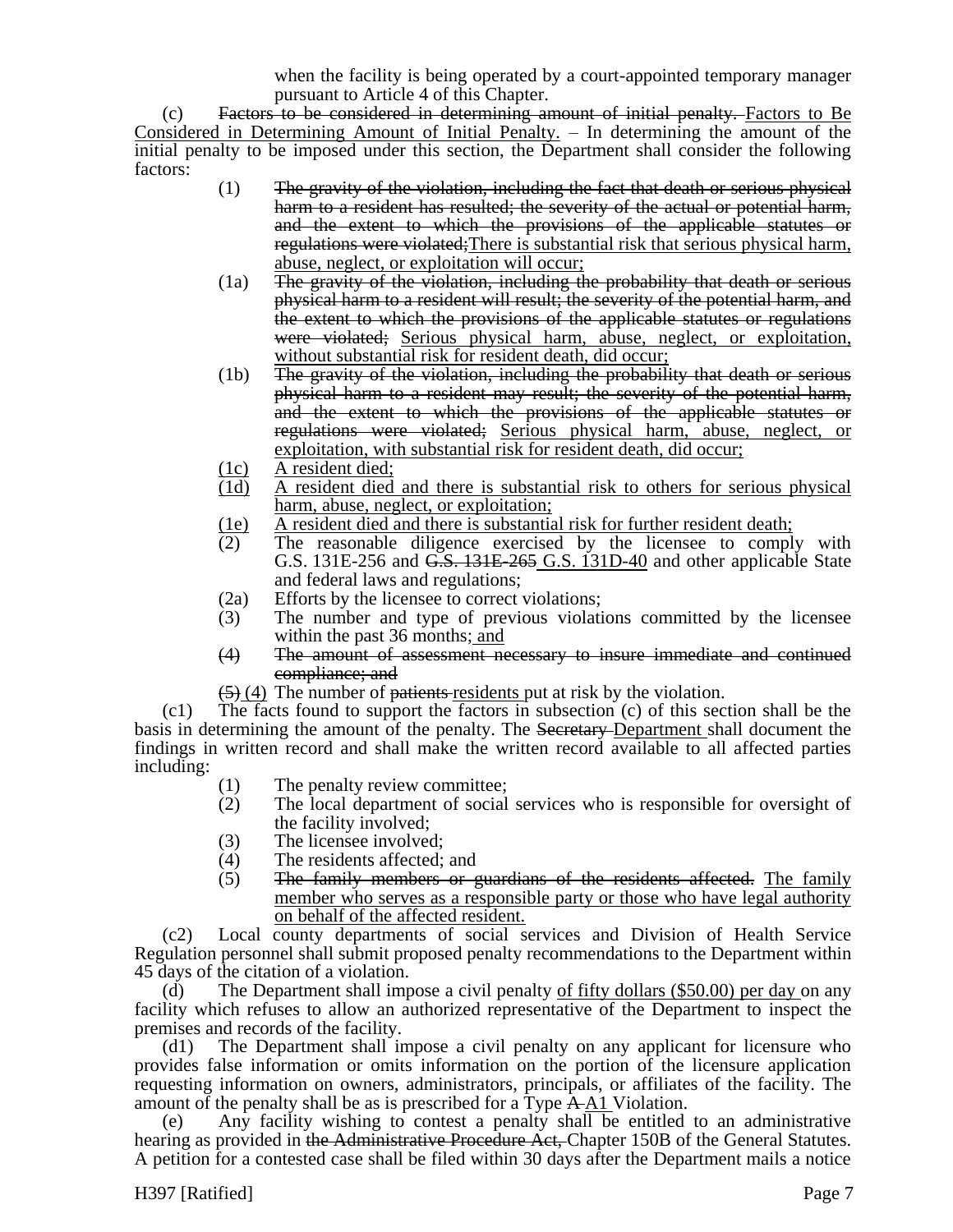when the facility is being operated by a court-appointed temporary manager pursuant to Article 4 of this Chapter.

(c) ~~Factors to be considered in determining amount of initial penalty.~~ Factors to Be Considered in Determining Amount of Initial Penalty. – In determining the amount of the initial penalty to be imposed under this section, the Department shall consider the following factors:

(1) ~~The gravity of the violation, including the fact that death or serious physical harm to a resident has resulted; the severity of the actual or potential harm, and the extent to which the provisions of the applicable statutes or regulations were violated;~~There is substantial risk that serious physical harm, abuse, neglect, or exploitation will occur;

(1a) ~~The gravity of the violation, including the probability that death or serious physical harm to a resident will result; the severity of the potential harm, and the extent to which the provisions of the applicable statutes or regulations were violated;~~ Serious physical harm, abuse, neglect, or exploitation, without substantial risk for resident death, did occur;

(1b) ~~The gravity of the violation, including the probability that death or serious physical harm to a resident may result; the severity of the potential harm, and the extent to which the provisions of the applicable statutes or regulations were violated;~~ Serious physical harm, abuse, neglect, or exploitation, with substantial risk for resident death, did occur;

(1c) A resident died;

(1d) A resident died and there is substantial risk to others for serious physical harm, abuse, neglect, or exploitation;

(1e) A resident died and there is substantial risk for further resident death;

(2) The reasonable diligence exercised by the licensee to comply with G.S. 131E-256 and ~~G.S. 131E-265~~ G.S. 131D-40 and other applicable State and federal laws and regulations;

(2a) Efforts by the licensee to correct violations;

(3) The number and type of previous violations committed by the licensee within the past 36 months; and

~~(4) The amount of assessment necessary to insure immediate and continued compliance; and~~

~~(5)~~ (4) The number of ~~patients~~ residents put at risk by the violation.

(c1) The facts found to support the factors in subsection (c) of this section shall be the basis in determining the amount of the penalty. The ~~Secretary~~ Department shall document the findings in written record and shall make the written record available to all affected parties including:

(1) The penalty review committee;

(2) The local department of social services who is responsible for oversight of the facility involved;

(3) The licensee involved;

(4) The residents affected; and

(5) ~~The family members or guardians of the residents affected.~~ The family member who serves as a responsible party or those who have legal authority on behalf of the affected resident.

(c2) Local county departments of social services and Division of Health Service Regulation personnel shall submit proposed penalty recommendations to the Department within 45 days of the citation of a violation.

(d) The Department shall impose a civil penalty of fifty dollars ($50.00) per day on any facility which refuses to allow an authorized representative of the Department to inspect the premises and records of the facility.

(d1) The Department shall impose a civil penalty on any applicant for licensure who provides false information or omits information on the portion of the licensure application requesting information on owners, administrators, principals, or affiliates of the facility. The amount of the penalty shall be as is prescribed for a Type ~~A~~ A1 Violation.

(e) Any facility wishing to contest a penalty shall be entitled to an administrative hearing as provided in ~~the Administrative Procedure Act,~~ Chapter 150B of the General Statutes. A petition for a contested case shall be filed within 30 days after the Department mails a notice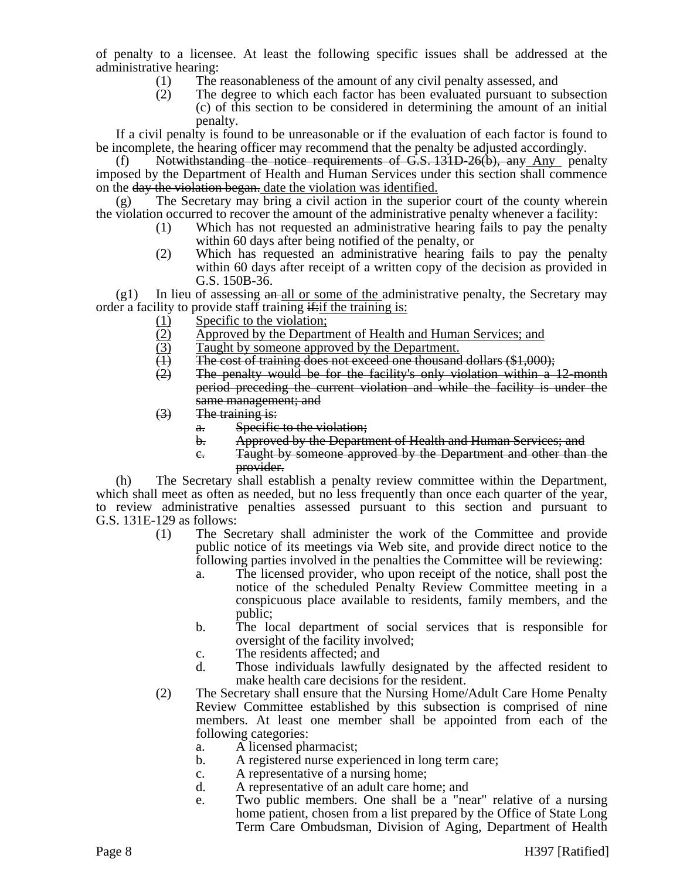of penalty to a licensee. At least the following specific issues shall be addressed at the administrative hearing:

(1) The reasonableness of the amount of any civil penalty assessed, and

(2) The degree to which each factor has been evaluated pursuant to subsection (c) of this section to be considered in determining the amount of an initial penalty.

If a civil penalty is found to be unreasonable or if the evaluation of each factor is found to be incomplete, the hearing officer may recommend that the penalty be adjusted accordingly.

(f) ~~Notwithstanding the notice requirements of G.S. 131D-26(b), any~~ Any penalty imposed by the Department of Health and Human Services under this section shall commence on the ~~day the violation began.~~ date the violation was identified.

(g) The Secretary may bring a civil action in the superior court of the county wherein the violation occurred to recover the amount of the administrative penalty whenever a facility:

(1) Which has not requested an administrative hearing fails to pay the penalty within 60 days after being notified of the penalty, or

(2) Which has requested an administrative hearing fails to pay the penalty within 60 days after receipt of a written copy of the decision as provided in G.S. 150B-36.

(g1) In lieu of assessing ~~an~~ all or some of the administrative penalty, the Secretary may order a facility to provide staff training ~~if:~~if the training is:

(1) Specific to the violation;

(2) Approved by the Department of Health and Human Services; and

(3) Taught by someone approved by the Department.

~~(1) The cost of training does not exceed one thousand dollars ($1,000);~~

~~(2) The penalty would be for the facility's only violation within a 12-month period preceding the current violation and while the facility is under the same management; and~~

~~(3) The training is:~~

~~a. Specific to the violation;~~

~~b. Approved by the Department of Health and Human Services; and~~

~~c. Taught by someone approved by the Department and other than the provider.~~

(h) The Secretary shall establish a penalty review committee within the Department, which shall meet as often as needed, but no less frequently than once each quarter of the year, to review administrative penalties assessed pursuant to this section and pursuant to G.S. 131E-129 as follows:

(1) The Secretary shall administer the work of the Committee and provide public notice of its meetings via Web site, and provide direct notice to the following parties involved in the penalties the Committee will be reviewing:

a. The licensed provider, who upon receipt of the notice, shall post the notice of the scheduled Penalty Review Committee meeting in a conspicuous place available to residents, family members, and the public;

b. The local department of social services that is responsible for oversight of the facility involved;

c. The residents affected; and

d. Those individuals lawfully designated by the affected resident to make health care decisions for the resident.

(2) The Secretary shall ensure that the Nursing Home/Adult Care Home Penalty Review Committee established by this subsection is comprised of nine members. At least one member shall be appointed from each of the following categories:

a. A licensed pharmacist;

b. A registered nurse experienced in long term care;

c. A representative of a nursing home;

d. A representative of an adult care home; and

e. Two public members. One shall be a "near" relative of a nursing home patient, chosen from a list prepared by the Office of State Long Term Care Ombudsman, Division of Aging, Department of Health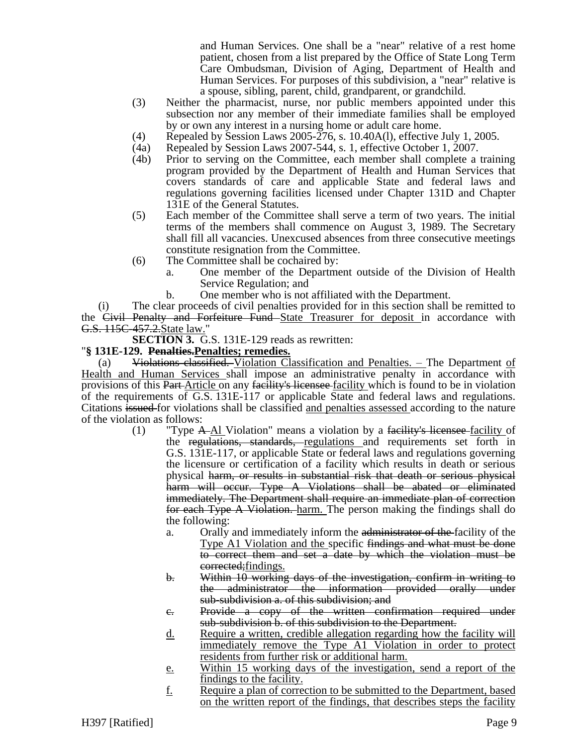and Human Services. One shall be a "near" relative of a rest home patient, chosen from a list prepared by the Office of State Long Term Care Ombudsman, Division of Aging, Department of Health and Human Services. For purposes of this subdivision, a "near" relative is a spouse, sibling, parent, child, grandparent, or grandchild.

(3) Neither the pharmacist, nurse, nor public members appointed under this subsection nor any member of their immediate families shall be employed by or own any interest in a nursing home or adult care home.

(4) Repealed by Session Laws 2005-276, s. 10.40A(l), effective July 1, 2005.

(4a) Repealed by Session Laws 2007-544, s. 1, effective October 1, 2007.

(4b) Prior to serving on the Committee, each member shall complete a training program provided by the Department of Health and Human Services that covers standards of care and applicable State and federal laws and regulations governing facilities licensed under Chapter 131D and Chapter 131E of the General Statutes.

(5) Each member of the Committee shall serve a term of two years. The initial terms of the members shall commence on August 3, 1989. The Secretary shall fill all vacancies. Unexcused absences from three consecutive meetings constitute resignation from the Committee.

(6) The Committee shall be cochaired by:

a. One member of the Department outside of the Division of Health Service Regulation; and

b. One member who is not affiliated with the Department.

(i) The clear proceeds of civil penalties provided for in this section shall be remitted to the ~~Civil Penalty and Forfeiture Fund~~ State Treasurer for deposit in accordance with ~~G.S. 115C-457.2.~~State law."

**SECTION 3.** G.S. 131E-129 reads as rewritten:

"**§ 131E-129. ~~Penalties.~~Penalties; remedies.**

(a) ~~Violations classified.~~ Violation Classification and Penalties. – The Department of Health and Human Services shall impose an administrative penalty in accordance with provisions of this ~~Part~~ Article on any ~~facility's licensee~~ facility which is found to be in violation of the requirements of G.S. 131E-117 or applicable State and federal laws and regulations. Citations ~~issued~~ for violations shall be classified and penalties assessed according to the nature of the violation as follows:

(1) "Type ~~A~~ A1 Violation" means a violation by a ~~facility's licensee~~ facility of the ~~regulations, standards,~~ regulations and requirements set forth in G.S. 131E-117, or applicable State or federal laws and regulations governing the licensure or certification of a facility which results in death or serious physical ~~harm, or results in substantial risk that death or serious physical harm will occur. Type A Violations shall be abated or eliminated immediately. The Department shall require an immediate plan of correction for each Type A Violation.~~ harm. The person making the findings shall do the following:

a. Orally and immediately inform the ~~administrator of the~~ facility of the Type A1 Violation and the specific ~~findings and what must be done to correct them and set a date by which the violation must be corrected;~~findings.

~~b. Within 10 working days of the investigation, confirm in writing to the administrator the information provided orally under sub-subdivision a. of this subdivision; and~~

~~c. Provide a copy of the written confirmation required under sub-subdivision b. of this subdivision to the Department.~~

d. Require a written, credible allegation regarding how the facility will immediately remove the Type A1 Violation in order to protect residents from further risk or additional harm.

e. Within 15 working days of the investigation, send a report of the findings to the facility.

f. Require a plan of correction to be submitted to the Department, based on the written report of the findings, that describes steps the facility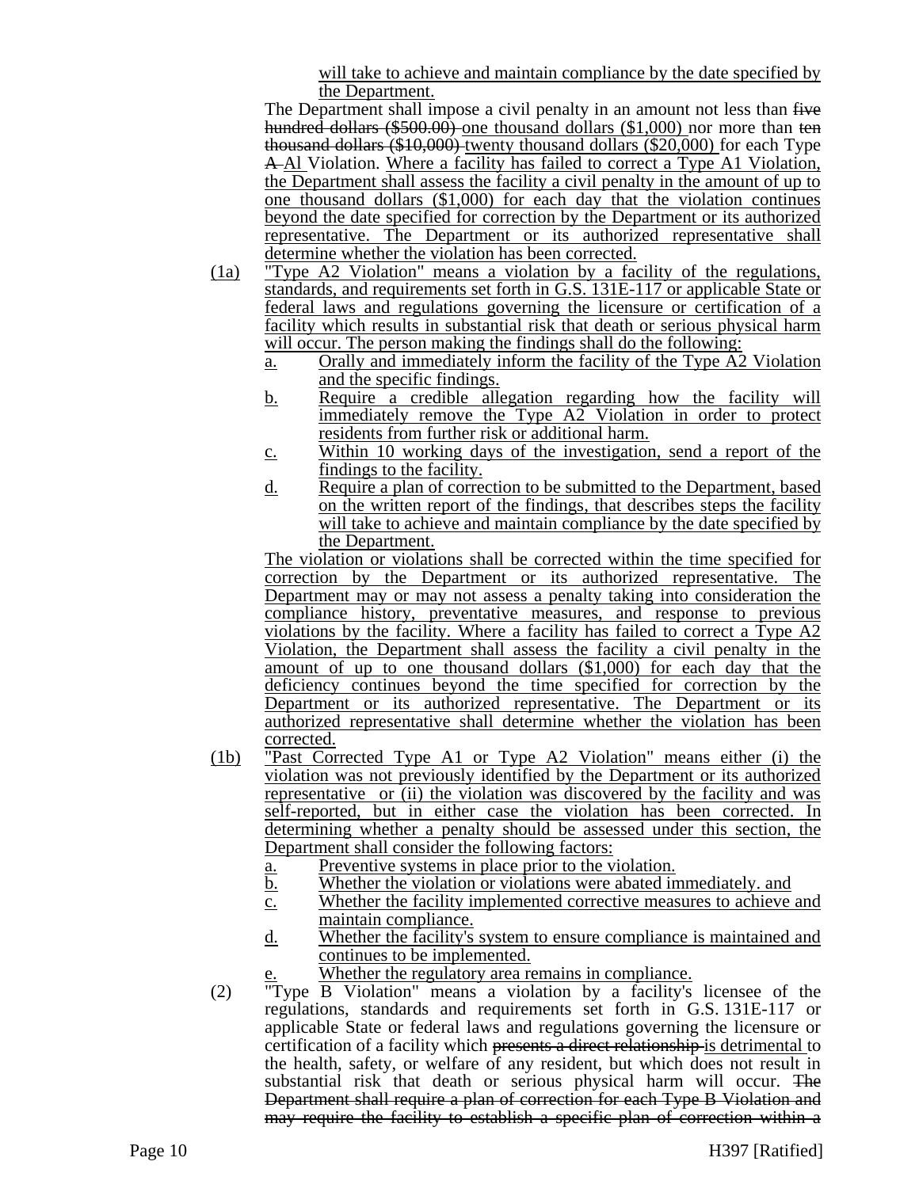will take to achieve and maintain compliance by the date specified by the Department.

The Department shall impose a civil penalty in an amount not less than ~~five hundred dollars ($500.00)~~ one thousand dollars ($1,000) nor more than ~~ten thousand dollars ($10,000)~~ twenty thousand dollars ($20,000) for each Type ~~A~~ Al Violation. Where a facility has failed to correct a Type A1 Violation, the Department shall assess the facility a civil penalty in the amount of up to one thousand dollars ($1,000) for each day that the violation continues beyond the date specified for correction by the Department or its authorized representative. The Department or its authorized representative shall determine whether the violation has been corrected.

(1a) "Type A2 Violation" means a violation by a facility of the regulations, standards, and requirements set forth in G.S. 131E-117 or applicable State or federal laws and regulations governing the licensure or certification of a facility which results in substantial risk that death or serious physical harm will occur. The person making the findings shall do the following:

a. Orally and immediately inform the facility of the Type A2 Violation and the specific findings.
b. Require a credible allegation regarding how the facility will immediately remove the Type A2 Violation in order to protect residents from further risk or additional harm.
c. Within 10 working days of the investigation, send a report of the findings to the facility.
d. Require a plan of correction to be submitted to the Department, based on the written report of the findings, that describes steps the facility will take to achieve and maintain compliance by the date specified by the Department.

The violation or violations shall be corrected within the time specified for correction by the Department or its authorized representative. The Department may or may not assess a penalty taking into consideration the compliance history, preventative measures, and response to previous violations by the facility. Where a facility has failed to correct a Type A2 Violation, the Department shall assess the facility a civil penalty in the amount of up to one thousand dollars ($1,000) for each day that the deficiency continues beyond the time specified for correction by the Department or its authorized representative. The Department or its authorized representative shall determine whether the violation has been corrected.

(1b) "Past Corrected Type A1 or Type A2 Violation" means either (i) the violation was not previously identified by the Department or its authorized representative or (ii) the violation was discovered by the facility and was self-reported, but in either case the violation has been corrected. In determining whether a penalty should be assessed under this section, the Department shall consider the following factors:

a. Preventive systems in place prior to the violation.
b. Whether the violation or violations were abated immediately. and
c. Whether the facility implemented corrective measures to achieve and maintain compliance.
d. Whether the facility's system to ensure compliance is maintained and continues to be implemented.
e. Whether the regulatory area remains in compliance.

(2) "Type B Violation" means a violation by a facility's licensee of the regulations, standards and requirements set forth in G.S. 131E-117 or applicable State or federal laws and regulations governing the licensure or certification of a facility which ~~presents a direct relationship~~ is detrimental to the health, safety, or welfare of any resident, but which does not result in substantial risk that death or serious physical harm will occur. ~~The Department shall require a plan of correction for each Type B Violation and may require the facility to establish a specific plan of correction within a~~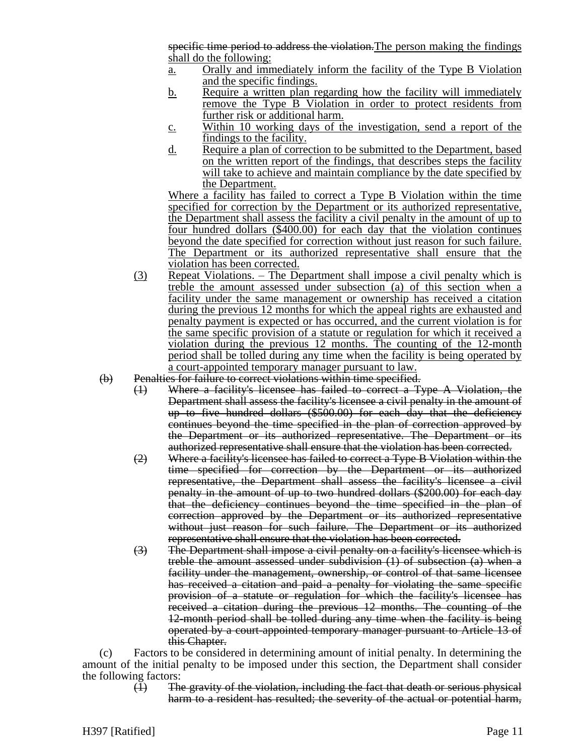~~specific time period to address the violation.~~<u>The person making the findings shall do the following:</u>

a. <u>Orally and immediately inform the facility of the Type B Violation and the specific findings.</u>

b. <u>Require a written plan regarding how the facility will immediately remove the Type B Violation in order to protect residents from further risk or additional harm.</u>

c. <u>Within 10 working days of the investigation, send a report of the findings to the facility.</u>

d. <u>Require a plan of correction to be submitted to the Department, based on the written report of the findings, that describes steps the facility will take to achieve and maintain compliance by the date specified by the Department.</u>

<u>Where a facility has failed to correct a Type B Violation within the time specified for correction by the Department or its authorized representative, the Department shall assess the facility a civil penalty in the amount of up to four hundred dollars ($400.00) for each day that the violation continues beyond the date specified for correction without just reason for such failure. The Department or its authorized representative shall ensure that the violation has been corrected.</u>

(3) <u>Repeat Violations. – The Department shall impose a civil penalty which is treble the amount assessed under subsection (a) of this section when a facility under the same management or ownership has received a citation during the previous 12 months for which the appeal rights are exhausted and penalty payment is expected or has occurred, and the current violation is for the same specific provision of a statute or regulation for which it received a violation during the previous 12 months. The counting of the 12-month period shall be tolled during any time when the facility is being operated by a court-appointed temporary manager pursuant to law.</u>

~~(b) Penalties for failure to correct violations within time specified.~~

~~(1) Where a facility's licensee has failed to correct a Type A Violation, the Department shall assess the facility's licensee a civil penalty in the amount of up to five hundred dollars ($500.00) for each day that the deficiency continues beyond the time specified in the plan of correction approved by the Department or its authorized representative. The Department or its authorized representative shall ensure that the violation has been corrected.~~

~~(2) Where a facility's licensee has failed to correct a Type B Violation within the time specified for correction by the Department or its authorized representative, the Department shall assess the facility's licensee a civil penalty in the amount of up to two hundred dollars ($200.00) for each day that the deficiency continues beyond the time specified in the plan of correction approved by the Department or its authorized representative without just reason for such failure. The Department or its authorized representative shall ensure that the violation has been corrected.~~

~~(3) The Department shall impose a civil penalty on a facility's licensee which is treble the amount assessed under subdivision (1) of subsection (a) when a facility under the management, ownership, or control of that same licensee has received a citation and paid a penalty for violating the same specific provision of a statute or regulation for which the facility's licensee has received a citation during the previous 12 months. The counting of the 12-month period shall be tolled during any time when the facility is being operated by a court-appointed temporary manager pursuant to Article 13 of this Chapter.~~

(c) Factors to be considered in determining amount of initial penalty. In determining the amount of the initial penalty to be imposed under this section, the Department shall consider the following factors:

~~(1) The gravity of the violation, including the fact that death or serious physical harm to a resident has resulted; the severity of the actual or potential harm,~~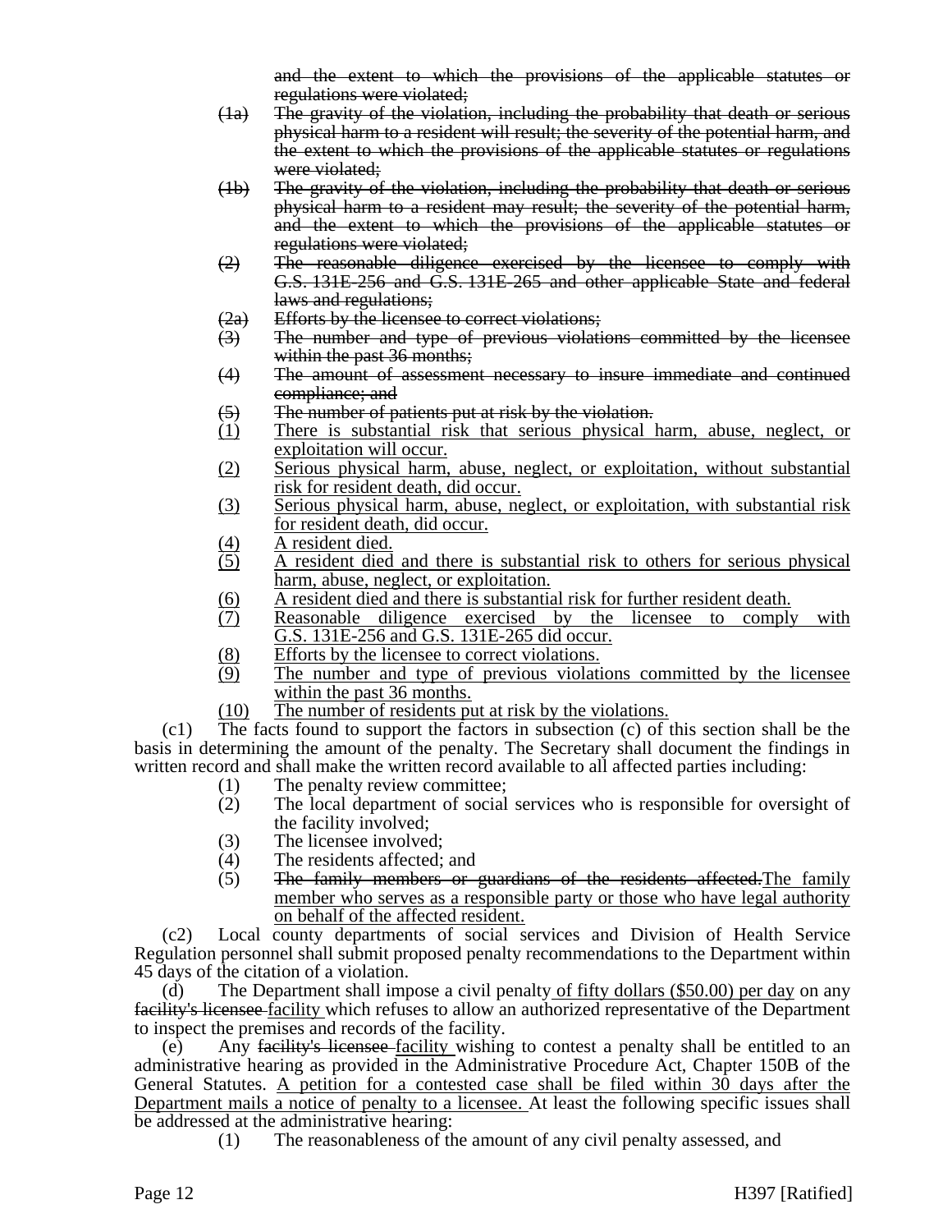~~and the extent to which the provisions of the applicable statutes or regulations were violated;~~

~~(1a) The gravity of the violation, including the probability that death or serious physical harm to a resident will result; the severity of the potential harm, and the extent to which the provisions of the applicable statutes or regulations were violated;~~

~~(1b) The gravity of the violation, including the probability that death or serious physical harm to a resident may result; the severity of the potential harm, and the extent to which the provisions of the applicable statutes or regulations were violated;~~

~~(2) The reasonable diligence exercised by the licensee to comply with G.S. 131E-256 and G.S. 131E-265 and other applicable State and federal laws and regulations;~~

~~(2a) Efforts by the licensee to correct violations;~~

~~(3) The number and type of previous violations committed by the licensee within the past 36 months;~~

~~(4) The amount of assessment necessary to insure immediate and continued compliance; and~~

~~(5) The number of patients put at risk by the violation.~~

<u>(1) There is substantial risk that serious physical harm, abuse, neglect, or exploitation will occur.</u>

<u>(2) Serious physical harm, abuse, neglect, or exploitation, without substantial risk for resident death, did occur.</u>

<u>(3) Serious physical harm, abuse, neglect, or exploitation, with substantial risk for resident death, did occur.</u>

<u>(4) A resident died.</u>

<u>(5) A resident died and there is substantial risk to others for serious physical harm, abuse, neglect, or exploitation.</u>

<u>(6) A resident died and there is substantial risk for further resident death.</u>

<u>(7) Reasonable diligence exercised by the licensee to comply with G.S. 131E-256 and G.S. 131E-265 did occur.</u>

<u>(8) Efforts by the licensee to correct violations.</u>

<u>(9) The number and type of previous violations committed by the licensee within the past 36 months.</u>

<u>(10) The number of residents put at risk by the violations.</u>

(c1) The facts found to support the factors in subsection (c) of this section shall be the basis in determining the amount of the penalty. The Secretary shall document the findings in written record and shall make the written record available to all affected parties including:

(1) The penalty review committee;

(2) The local department of social services who is responsible for oversight of the facility involved;

(3) The licensee involved;

(4) The residents affected; and

(5) ~~The family members or guardians of the residents affected.~~<u>The family member who serves as a responsible party or those who have legal authority on behalf of the affected resident.</u>

(c2) Local county departments of social services and Division of Health Service Regulation personnel shall submit proposed penalty recommendations to the Department within 45 days of the citation of a violation.

(d) The Department shall impose a civil penalty <u>of fifty dollars ($50.00) per day</u> on any ~~facility's licensee~~ <u>facility</u> which refuses to allow an authorized representative of the Department to inspect the premises and records of the facility.

(e) Any ~~facility's licensee~~ <u>facility</u> wishing to contest a penalty shall be entitled to an administrative hearing as provided in the Administrative Procedure Act, Chapter 150B of the General Statutes. <u>A petition for a contested case shall be filed within 30 days after the Department mails a notice of penalty to a licensee.</u> At least the following specific issues shall be addressed at the administrative hearing:

(1) The reasonableness of the amount of any civil penalty assessed, and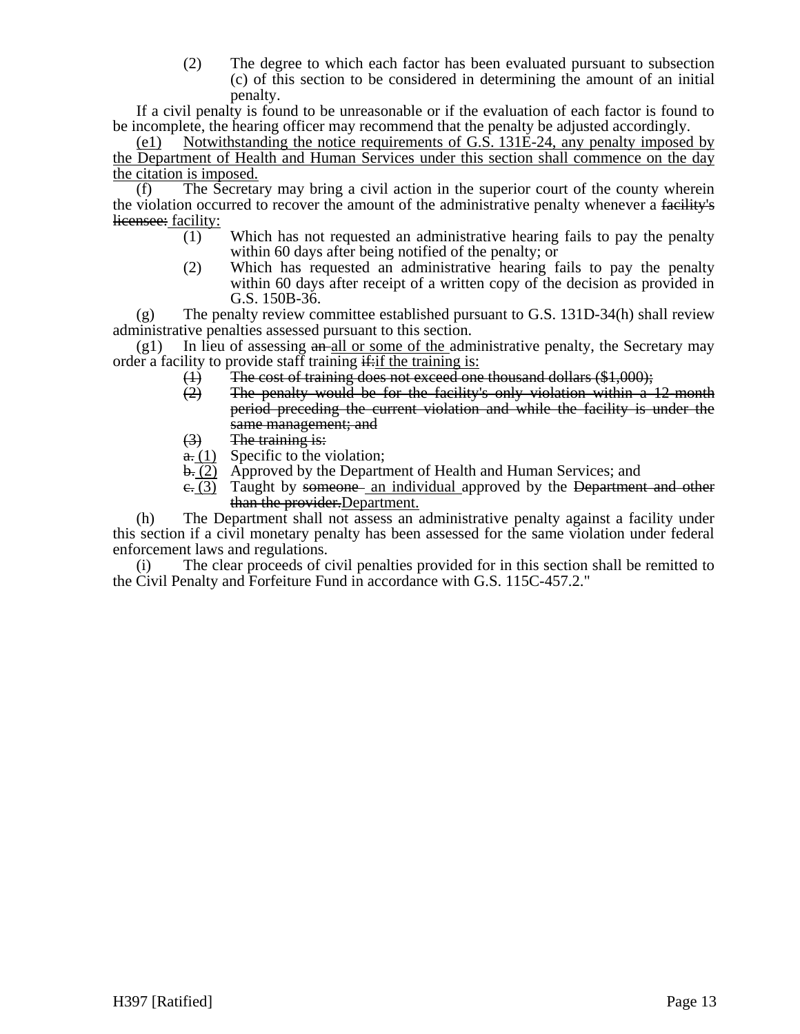(2) The degree to which each factor has been evaluated pursuant to subsection (c) of this section to be considered in determining the amount of an initial penalty.

If a civil penalty is found to be unreasonable or if the evaluation of each factor is found to be incomplete, the hearing officer may recommend that the penalty be adjusted accordingly.

(e1) Notwithstanding the notice requirements of G.S. 131E-24, any penalty imposed by the Department of Health and Human Services under this section shall commence on the day the citation is imposed.

(f) The Secretary may bring a civil action in the superior court of the county wherein the violation occurred to recover the amount of the administrative penalty whenever a ~~facility's licensee:~~ facility:

(1) Which has not requested an administrative hearing fails to pay the penalty within 60 days after being notified of the penalty; or

(2) Which has requested an administrative hearing fails to pay the penalty within 60 days after receipt of a written copy of the decision as provided in G.S. 150B-36.

(g) The penalty review committee established pursuant to G.S. 131D-34(h) shall review administrative penalties assessed pursuant to this section.

(g1) In lieu of assessing ~~an~~ all or some of the administrative penalty, the Secretary may order a facility to provide staff training ~~if:~~if the training is:

~~(1) The cost of training does not exceed one thousand dollars ($1,000);~~

~~(2) The penalty would be for the facility's only violation within a 12 month period preceding the current violation and while the facility is under the same management; and~~

~~(3) The training is:~~

~~a.~~ (1) Specific to the violation;

~~b.~~ (2) Approved by the Department of Health and Human Services; and

~~c.~~ (3) Taught by ~~someone~~ an individual approved by the ~~Department and other than the provider.~~Department.

(h) The Department shall not assess an administrative penalty against a facility under this section if a civil monetary penalty has been assessed for the same violation under federal enforcement laws and regulations.

(i) The clear proceeds of civil penalties provided for in this section shall be remitted to the Civil Penalty and Forfeiture Fund in accordance with G.S. 115C-457.2."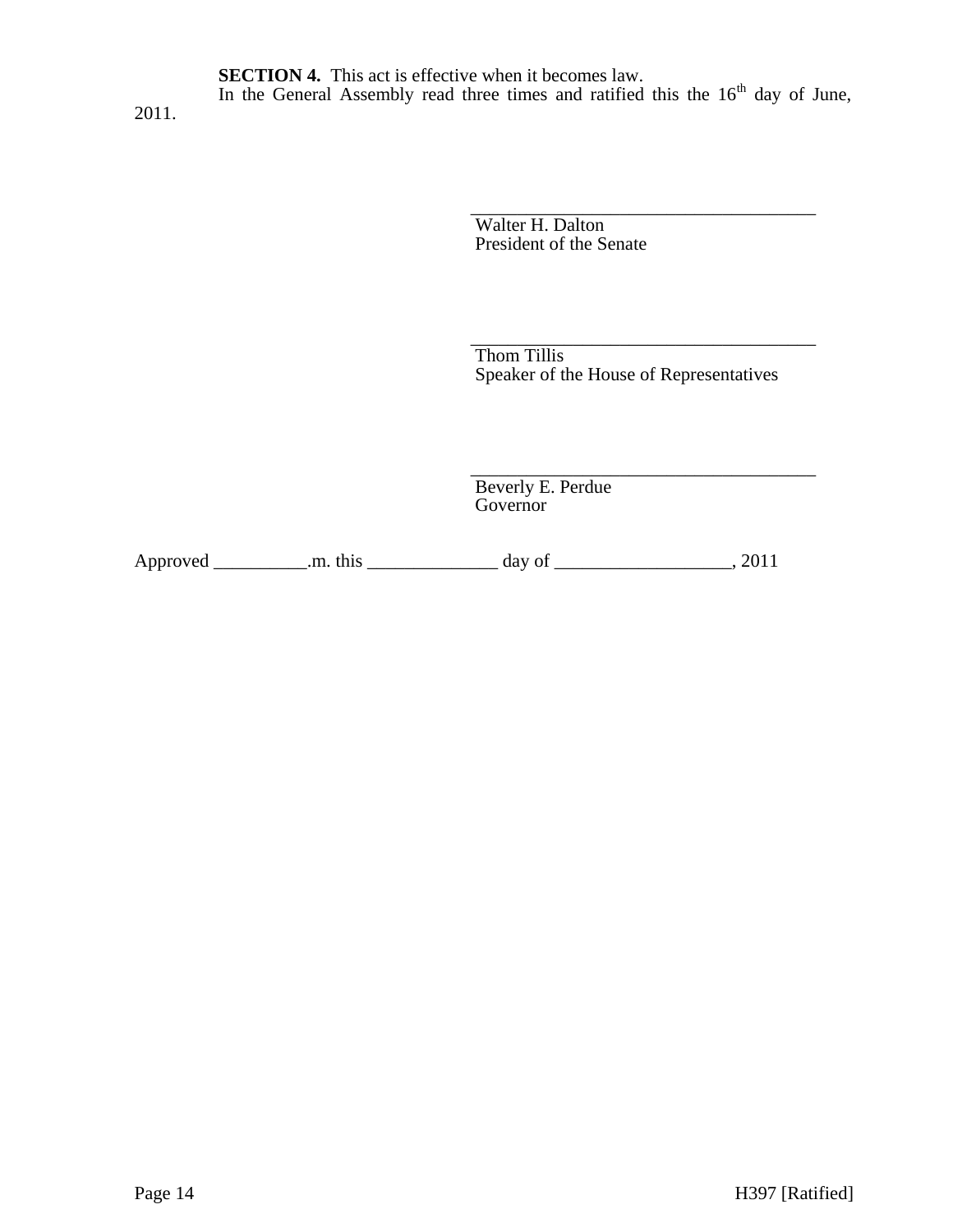**SECTION 4.** This act is effective when it becomes law.

In the General Assembly read three times and ratified this the 16th day of June, 2011.

\_\_\_\_\_\_\_\_\_\_\_\_\_\_\_\_\_\_\_\_\_\_\_\_\_\_\_\_\_\_\_\_\_\_\_\_\_

Walter H. Dalton
President of the Senate

\_\_\_\_\_\_\_\_\_\_\_\_\_\_\_\_\_\_\_\_\_\_\_\_\_\_\_\_\_\_\_\_\_\_\_\_\_

Thom Tillis
Speaker of the House of Representatives

\_\_\_\_\_\_\_\_\_\_\_\_\_\_\_\_\_\_\_\_\_\_\_\_\_\_\_\_\_\_\_\_\_\_\_\_\_

Beverly E. Perdue
Governor

Approved \_\_\_\_\_\_\_\_\_\_.m. this \_\_\_\_\_\_\_\_\_\_\_\_\_\_ day of \_\_\_\_\_\_\_\_\_\_\_\_\_\_\_\_\_\_\_, 2011